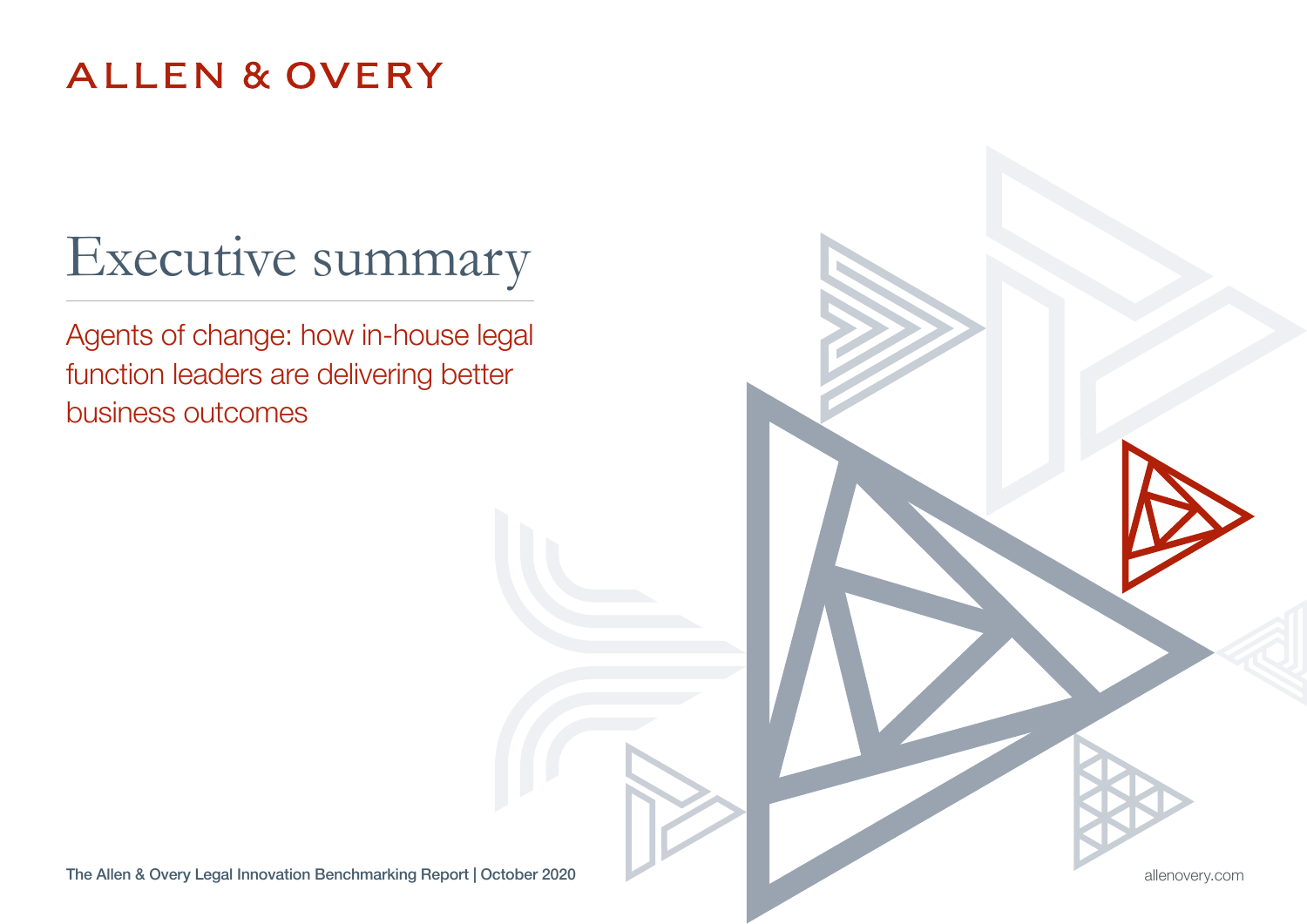ALLEN & OVERY

# Executive summary

## Agents of change: how in-house legal function leaders are delivering better business outcomes

The Allen & Overy Legal Innovation Benchmarking Report | October 2020

allenovery.com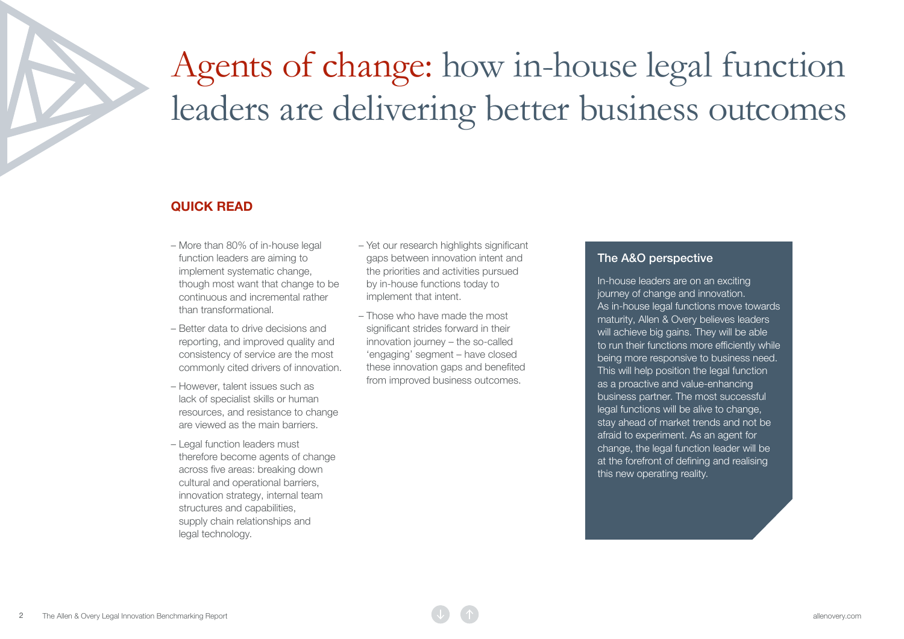# Agents of change: how in-house legal function leaders are delivering better business outcomes

## QUICK READ

- More than 80% of in-house legal function leaders are aiming to implement systematic change, though most want that change to be continuous and incremental rather than transformational.
- Better data to drive decisions and reporting, and improved quality and consistency of service are the most commonly cited drivers of innovation.
- However, talent issues such as lack of specialist skills or human resources, and resistance to change are viewed as the main barriers.
- Legal function leaders must therefore become agents of change across five areas: breaking down cultural and operational barriers, innovation strategy, internal team structures and capabilities, supply chain relationships and legal technology.
- Yet our research highlights significant gaps between innovation intent and the priorities and activities pursued by in-house functions today to implement that intent.
- Those who have made the most significant strides forward in their innovation journey – the so-called 'engaging' segment – have closed these innovation gaps and benefited from improved business outcomes.

### The A&O perspective

In-house leaders are on an exciting journey of change and innovation. As in-house legal functions move towards maturity, Allen & Overy believes leaders will achieve big gains. They will be able to run their functions more efficiently while being more responsive to business need. This will help position the legal function as a proactive and value-enhancing business partner. The most successful legal functions will be alive to change, stay ahead of market trends and not be afraid to experiment. As an agent for change, the legal function leader will be at the forefront of defining and realising this new operating reality.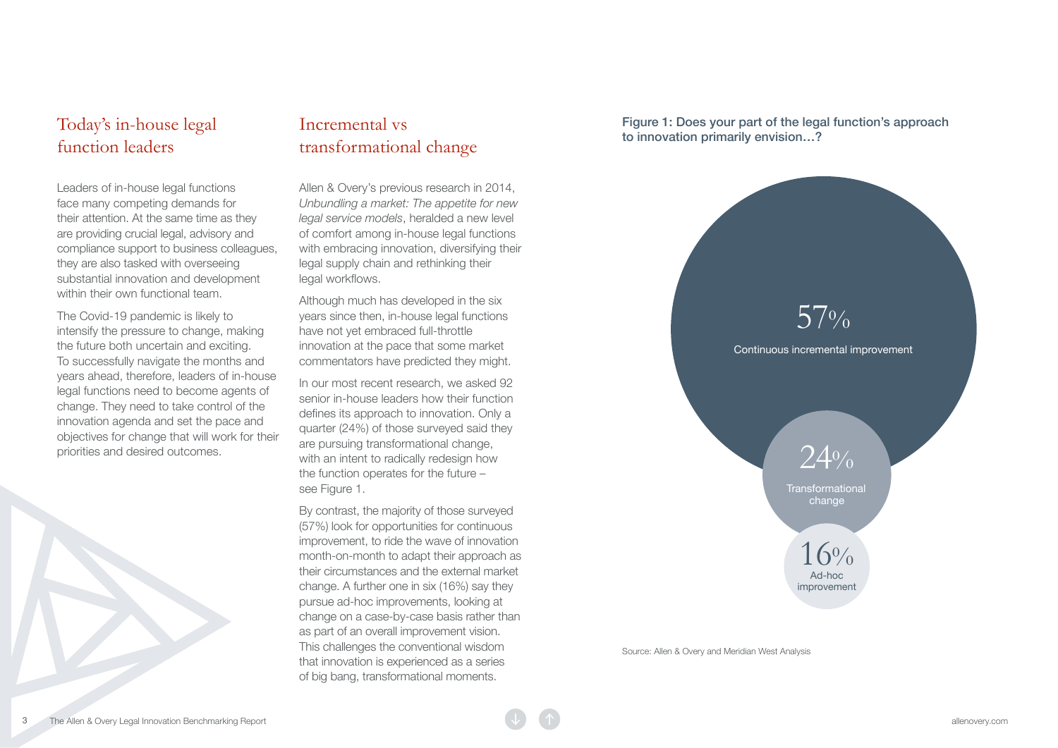## Today's in-house legal function leaders

Leaders of in-house legal functions face many competing demands for their attention. At the same time as they are providing crucial legal, advisory and compliance support to business colleagues, they are also tasked with overseeing substantial innovation and development within their own functional team.

The Covid-19 pandemic is likely to intensify the pressure to change, making the future both uncertain and exciting. To successfully navigate the months and years ahead, therefore, leaders of in-house legal functions need to become agents of change. They need to take control of the innovation agenda and set the pace and objectives for change that will work for their priorities and desired outcomes.

## Incremental vs transformational change

Allen & Overy's previous research in 2014, *Unbundling a market: The appetite for new legal service models*, heralded a new level of comfort among in-house legal functions with embracing innovation, diversifying their legal supply chain and rethinking their legal workflows.

Although much has developed in the six years since then, in-house legal functions have not yet embraced full-throttle innovation at the pace that some market commentators have predicted they might.

In our most recent research, we asked 92 senior in-house leaders how their function defines its approach to innovation. Only a quarter (24%) of those surveyed said they are pursuing transformational change, with an intent to radically redesign how the function operates for the future – see Figure 1.

By contrast, the majority of those surveyed (57%) look for opportunities for continuous improvement, to ride the wave of innovation month-on-month to adapt their approach as their circumstances and the external market change. A further one in six (16%) say they pursue ad-hoc improvements, looking at change on a case-by-case basis rather than as part of an overall improvement vision. This challenges the conventional wisdom that innovation is experienced as a series of big bang, transformational moments.

**Figure 1: Does your part of the legal function's approach to innovation primarily envision…?**

| Approach | % |
| --- | --- |
| Continuous incremental improvement | 57% |
| Transformational change | 24% |
| Ad-hoc improvement | 16% |

Source: Allen & Overy and Meridian West Analysis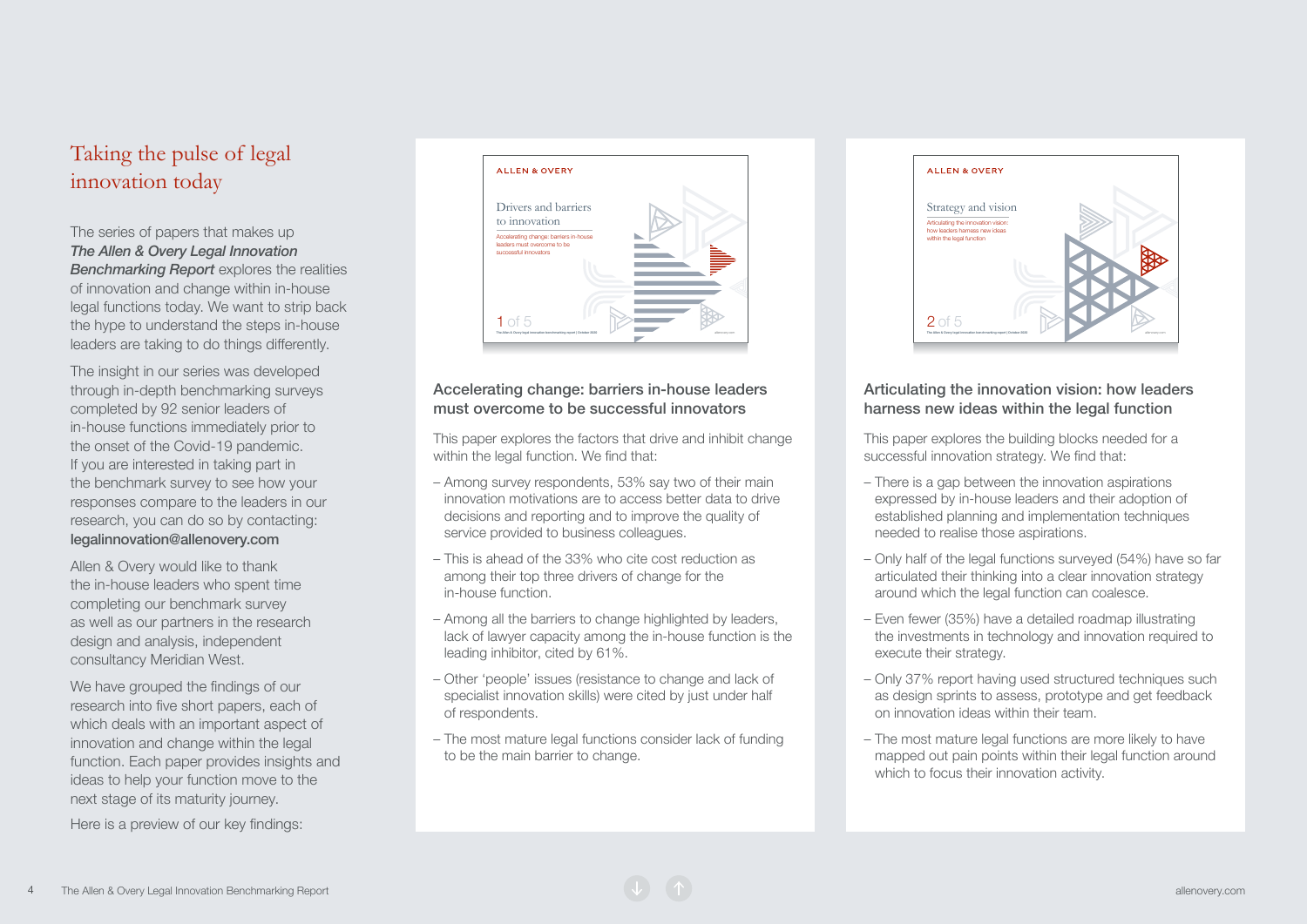# Taking the pulse of legal innovation today

The series of papers that makes up ***The Allen & Overy Legal Innovation Benchmarking Report*** explores the realities of innovation and change within in-house legal functions today. We want to strip back the hype to understand the steps in-house leaders are taking to do things differently.

The insight in our series was developed through in-depth benchmarking surveys completed by 92 senior leaders of in-house functions immediately prior to the onset of the Covid-19 pandemic. If you are interested in taking part in the benchmark survey to see how your responses compare to the leaders in our research, you can do so by contacting: **legalinnovation@allenovery.com**

Allen & Overy would like to thank the in-house leaders who spent time completing our benchmark survey as well as our partners in the research design and analysis, independent consultancy Meridian West.

We have grouped the findings of our research into five short papers, each of which deals with an important aspect of innovation and change within the legal function. Each paper provides insights and ideas to help your function move to the next stage of its maturity journey.

Here is a preview of our key findings:

ALLEN & OVERY

Drivers and barriers to innovation

Accelerating change: barriers in-house leaders must overcome to be successful innovators

1 of 5

## Accelerating change: barriers in-house leaders must overcome to be successful innovators

This paper explores the factors that drive and inhibit change within the legal function. We find that:

- Among survey respondents, 53% say two of their main innovation motivations are to access better data to drive decisions and reporting and to improve the quality of service provided to business colleagues.
- This is ahead of the 33% who cite cost reduction as among their top three drivers of change for the in-house function.
- Among all the barriers to change highlighted by leaders, lack of lawyer capacity among the in-house function is the leading inhibitor, cited by 61%.
- Other 'people' issues (resistance to change and lack of specialist innovation skills) were cited by just under half of respondents.
- The most mature legal functions consider lack of funding to be the main barrier to change.

ALLEN & OVERY

Strategy and vision

Articulating the innovation vision: how leaders harness new ideas within the legal function

2 of 5

## Articulating the innovation vision: how leaders harness new ideas within the legal function

This paper explores the building blocks needed for a successful innovation strategy. We find that:

- There is a gap between the innovation aspirations expressed by in-house leaders and their adoption of established planning and implementation techniques needed to realise those aspirations.
- Only half of the legal functions surveyed (54%) have so far articulated their thinking into a clear innovation strategy around which the legal function can coalesce.
- Even fewer (35%) have a detailed roadmap illustrating the investments in technology and innovation required to execute their strategy.
- Only 37% report having used structured techniques such as design sprints to assess, prototype and get feedback on innovation ideas within their team.
- The most mature legal functions are more likely to have mapped out pain points within their legal function around which to focus their innovation activity.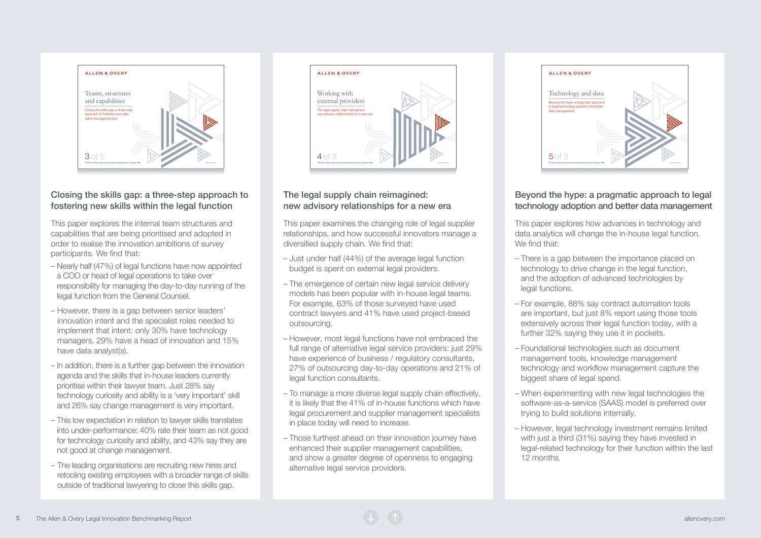## Closing the skills gap: a three-step approach to fostering new skills within the legal function

This paper explores the internal team structures and capabilities that are being prioritised and adopted in order to realise the innovation ambitions of survey participants. We find that:

- Nearly half (47%) of legal functions have now appointed a COO or head of legal operations to take over responsibility for managing the day-to-day running of the legal function from the General Counsel.
- However, there is a gap between senior leaders' innovation intent and the specialist roles needed to implement that intent: only 30% have technology managers, 29% have a head of innovation and 15% have data analyst(s).
- In addition, there is a further gap between the innovation agenda and the skills that in-house leaders currently prioritise within their lawyer team. Just 28% say technology curiosity and ability is a 'very important' skill and 26% say change management is very important.
- This low expectation in relation to lawyer skills translates into under-performance: 40% rate their team as not good for technology curiosity and ability, and 43% say they are not good at change management.
- The leading organisations are recruiting new hires and retooling existing employees with a broader range of skills outside of traditional lawyering to close this skills gap.

## The legal supply chain reimagined: new advisory relationships for a new era

This paper examines the changing role of legal supplier relationships, and how successful innovators manage a diversified supply chain. We find that:

- Just under half (44%) of the average legal function budget is spent on external legal providers.
- The emergence of certain new legal service delivery models has been popular with in-house legal teams. For example, 63% of those surveyed have used contract lawyers and 41% have used project-based outsourcing.
- However, most legal functions have not embraced the full range of alternative legal service providers: just 29% have experience of business / regulatory consultants, 27% of outsourcing day-to-day operations and 21% of legal function consultants.
- To manage a more diverse legal supply chain effectively, it is likely that the 41% of in-house functions which have legal procurement and supplier management specialists in place today will need to increase.
- Those furthest ahead on their innovation journey have enhanced their supplier management capabilities, and show a greater degree of openness to engaging alternative legal service providers.

## Beyond the hype: a pragmatic approach to legal technology adoption and better data management

This paper explores how advances in technology and data analytics will change the in-house legal function. We find that:

- There is a gap between the importance placed on technology to drive change in the legal function, and the adoption of advanced technologies by legal functions.
- For example, 88% say contract automation tools are important, but just 8% report using those tools extensively across their legal function today, with a further 32% saying they use it in pockets.
- Foundational technologies such as document management tools, knowledge management technology and workflow management capture the biggest share of legal spend.
- When experimenting with new legal technologies the software-as-a-service (SAAS) model is preferred over trying to build solutions internally.
- However, legal technology investment remains limited with just a third (31%) saying they have invested in legal-related technology for their function within the last 12 months.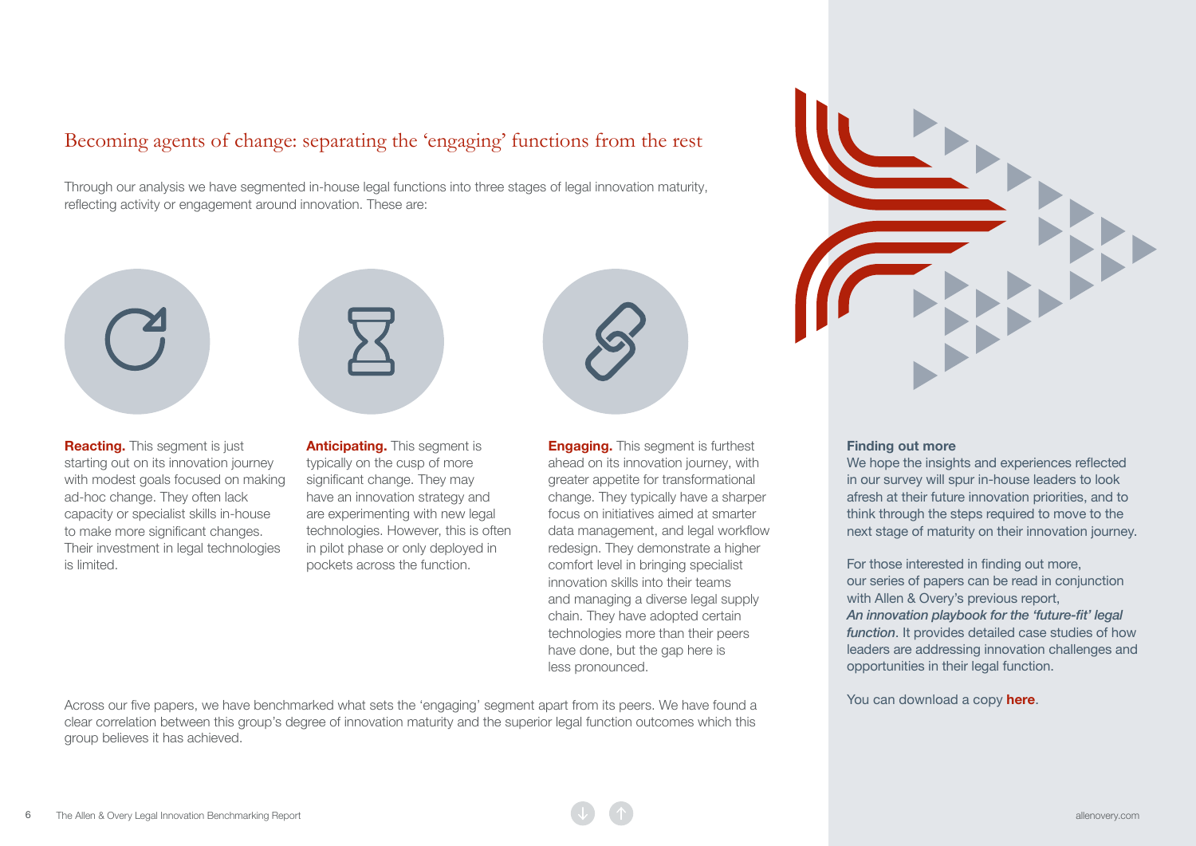## Becoming agents of change: separating the 'engaging' functions from the rest

Through our analysis we have segmented in-house legal functions into three stages of legal innovation maturity, reflecting activity or engagement around innovation. These are:

**Reacting.** This segment is just starting out on its innovation journey with modest goals focused on making ad-hoc change. They often lack capacity or specialist skills in-house to make more significant changes. Their investment in legal technologies is limited.

**Anticipating.** This segment is typically on the cusp of more significant change. They may have an innovation strategy and are experimenting with new legal technologies. However, this is often in pilot phase or only deployed in pockets across the function.

**Engaging.** This segment is furthest ahead on its innovation journey, with greater appetite for transformational change. They typically have a sharper focus on initiatives aimed at smarter data management, and legal workflow redesign. They demonstrate a higher comfort level in bringing specialist innovation skills into their teams and managing a diverse legal supply chain. They have adopted certain technologies more than their peers have done, but the gap here is less pronounced.

Across our five papers, we have benchmarked what sets the 'engaging' segment apart from its peers. We have found a clear correlation between this group's degree of innovation maturity and the superior legal function outcomes which this group believes it has achieved.

**Finding out more**

We hope the insights and experiences reflected in our survey will spur in-house leaders to look afresh at their future innovation priorities, and to think through the steps required to move to the next stage of maturity on their innovation journey.

For those interested in finding out more, our series of papers can be read in conjunction with Allen & Overy's previous report, ***An innovation playbook for the 'future-fit' legal function***. It provides detailed case studies of how leaders are addressing innovation challenges and opportunities in their legal function.

You can download a copy **here**.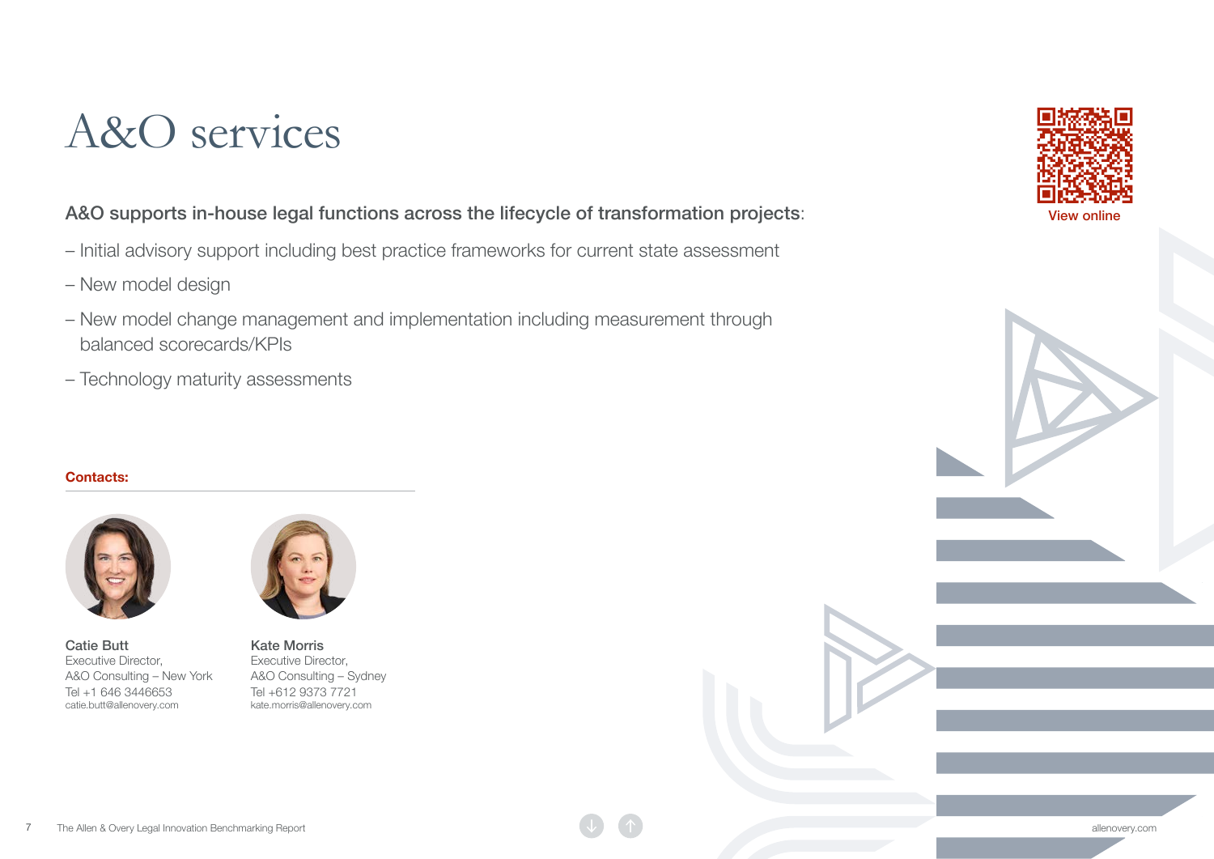# A&O services

**A&O supports in-house legal functions across the lifecycle of transformation projects**:

- Initial advisory support including best practice frameworks for current state assessment
- New model design
- New model change management and implementation including measurement through balanced scorecards/KPIs
- Technology maturity assessments

View online

**Contacts:**

**Catie Butt**
Executive Director,
A&O Consulting – New York
Tel +1 646 3446653
catie.butt@allenovery.com

**Kate Morris**
Executive Director,
A&O Consulting – Sydney
Tel +612 9373 7721
kate.morris@allenovery.com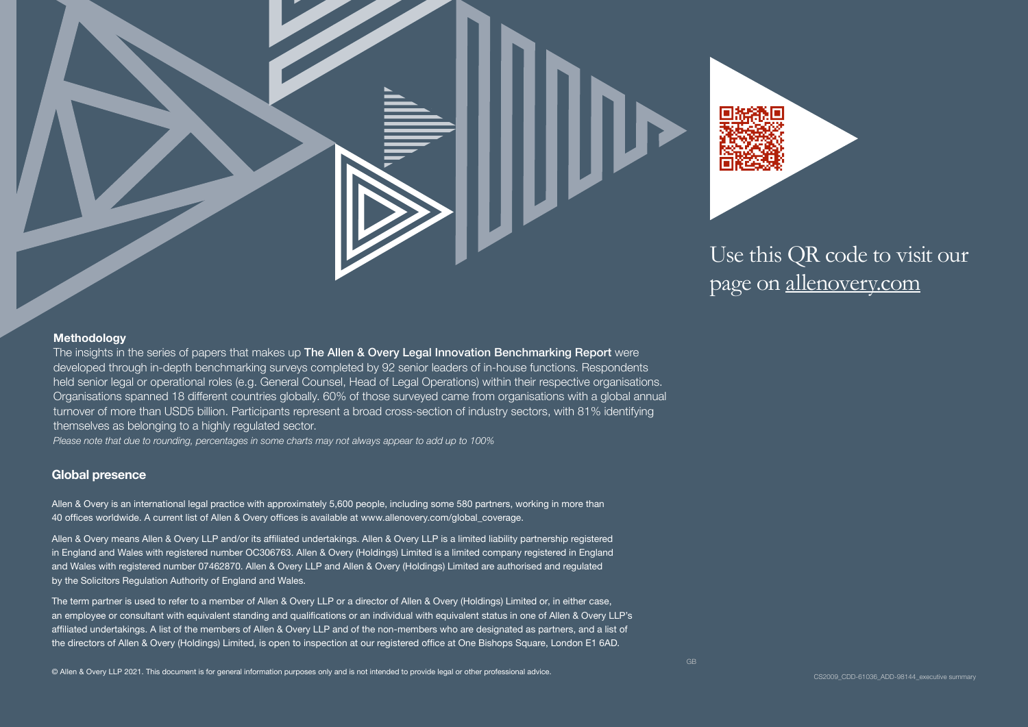Use this QR code to visit our page on allenovery.com

**Methodology**

The insights in the series of papers that makes up **The Allen & Overy Legal Innovation Benchmarking Report** were developed through in-depth benchmarking surveys completed by 92 senior leaders of in-house functions. Respondents held senior legal or operational roles (e.g. General Counsel, Head of Legal Operations) within their respective organisations. Organisations spanned 18 different countries globally. 60% of those surveyed came from organisations with a global annual turnover of more than USD5 billion. Participants represent a broad cross-section of industry sectors, with 81% identifying themselves as belonging to a highly regulated sector.

*Please note that due to rounding, percentages in some charts may not always appear to add up to 100%*

## Global presence

Allen & Overy is an international legal practice with approximately 5,600 people, including some 580 partners, working in more than 40 offices worldwide. A current list of Allen & Overy offices is available at www.allenovery.com/global_coverage.

Allen & Overy means Allen & Overy LLP and/or its affiliated undertakings. Allen & Overy LLP is a limited liability partnership registered in England and Wales with registered number OC306763. Allen & Overy (Holdings) Limited is a limited company registered in England and Wales with registered number 07462870. Allen & Overy LLP and Allen & Overy (Holdings) Limited are authorised and regulated by the Solicitors Regulation Authority of England and Wales.

The term partner is used to refer to a member of Allen & Overy LLP or a director of Allen & Overy (Holdings) Limited or, in either case, an employee or consultant with equivalent standing and qualifications or an individual with equivalent status in one of Allen & Overy LLP's affiliated undertakings. A list of the members of Allen & Overy LLP and of the non-members who are designated as partners, and a list of the directors of Allen & Overy (Holdings) Limited, is open to inspection at our registered office at One Bishops Square, London E1 6AD.

© Allen & Overy LLP 2021. This document is for general information purposes only and is not intended to provide legal or other professional advice.

GB

CS2009_CDD-61036_ADD-98144_executive summary